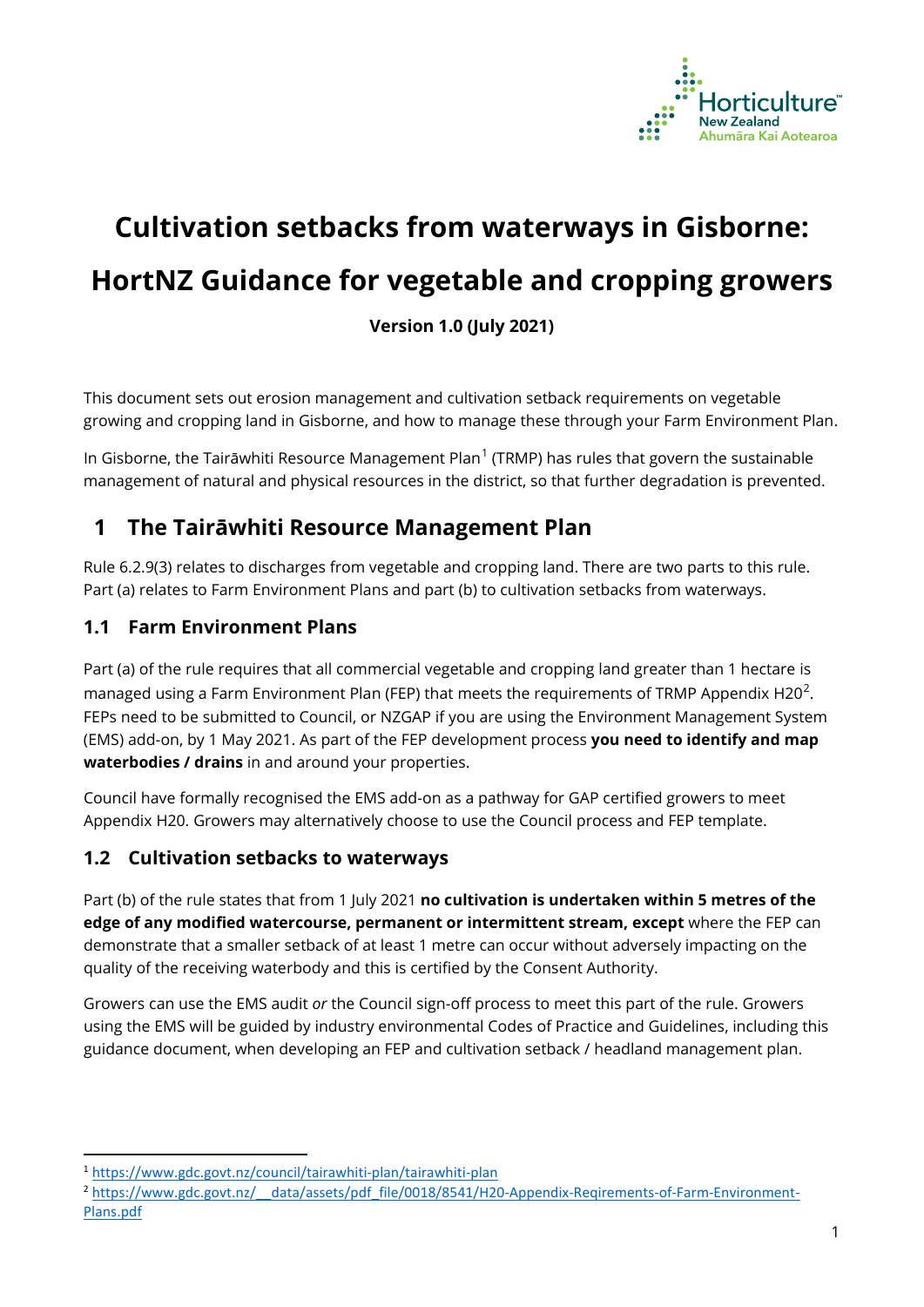# Cultivation setbacks from waterways in Gisborne: HortNZ Guidance for vegetable and cropping growers

**Version 1.0 (July 2021)**

This document sets out erosion management and cultivation setback requirements on vegetable growing and cropping land in Gisborne, and how to manage these through your Farm Environment Plan.

In Gisborne, the Tairāwhiti Resource Management Plan[1] (TRMP) has rules that govern the sustainable management of natural and physical resources in the district, so that further degradation is prevented.

## 1 The Tairāwhiti Resource Management Plan

Rule 6.2.9(3) relates to discharges from vegetable and cropping land. There are two parts to this rule. Part (a) relates to Farm Environment Plans and part (b) to cultivation setbacks from waterways.

### 1.1 Farm Environment Plans

Part (a) of the rule requires that all commercial vegetable and cropping land greater than 1 hectare is managed using a Farm Environment Plan (FEP) that meets the requirements of TRMP Appendix H20[2]. FEPs need to be submitted to Council, or NZGAP if you are using the Environment Management System (EMS) add-on, by 1 May 2021. As part of the FEP development process **you need to identify and map waterbodies / drains** in and around your properties.

Council have formally recognised the EMS add-on as a pathway for GAP certified growers to meet Appendix H20. Growers may alternatively choose to use the Council process and FEP template.

### 1.2 Cultivation setbacks to waterways

Part (b) of the rule states that from 1 July 2021 **no cultivation is undertaken within 5 metres of the edge of any modified watercourse, permanent or intermittent stream, except** where the FEP can demonstrate that a smaller setback of at least 1 metre can occur without adversely impacting on the quality of the receiving waterbody and this is certified by the Consent Authority.

Growers can use the EMS audit *or* the Council sign-off process to meet this part of the rule. Growers using the EMS will be guided by industry environmental Codes of Practice and Guidelines, including this guidance document, when developing an FEP and cultivation setback / headland management plan.

---

[1] https://www.gdc.govt.nz/council/tairawhiti-plan/tairawhiti-plan

[2] https://www.gdc.govt.nz/__data/assets/pdf_file/0018/8541/H20-Appendix-Reqirements-of-Farm-Environment-Plans.pdf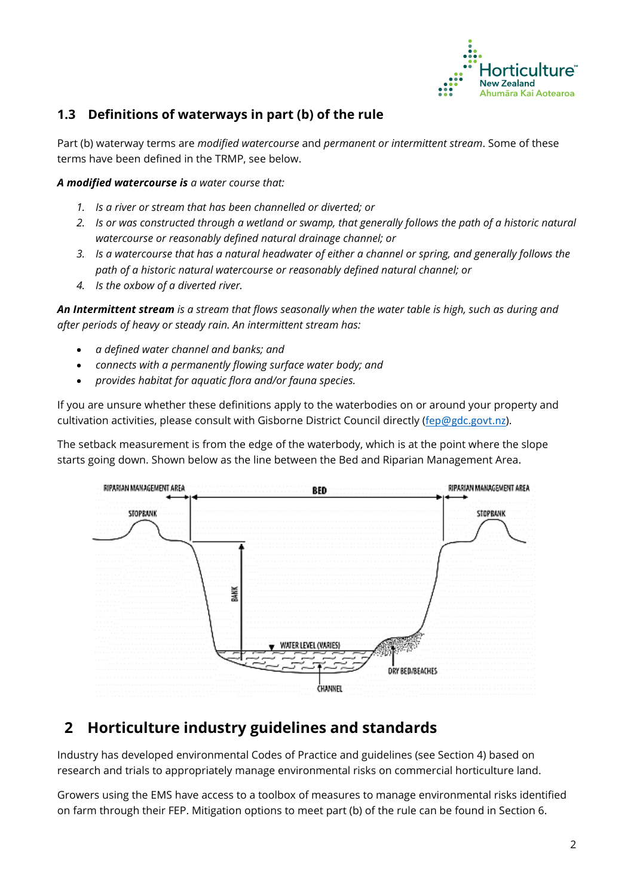## 1.3 Definitions of waterways in part (b) of the rule

Part (b) waterway terms are *modified watercourse* and *permanent or intermittent stream*. Some of these terms have been defined in the TRMP, see below.

***A modified watercourse is*** *a water course that:*

1. *Is a river or stream that has been channelled or diverted; or*
2. *Is or was constructed through a wetland or swamp, that generally follows the path of a historic natural watercourse or reasonably defined natural drainage channel; or*
3. *Is a watercourse that has a natural headwater of either a channel or spring, and generally follows the path of a historic natural watercourse or reasonably defined natural channel; or*
4. *Is the oxbow of a diverted river.*

***An Intermittent stream*** *is a stream that flows seasonally when the water table is high, such as during and after periods of heavy or steady rain. An intermittent stream has:*

- *a defined water channel and banks; and*
- *connects with a permanently flowing surface water body; and*
- *provides habitat for aquatic flora and/or fauna species.*

If you are unsure whether these definitions apply to the waterbodies on or around your property and cultivation activities, please consult with Gisborne District Council directly (fep@gdc.govt.nz).

The setback measurement is from the edge of the waterbody, which is at the point where the slope starts going down. Shown below as the line between the Bed and Riparian Management Area.

RIPARIAN MANAGEMENT AREA — BED — RIPARIAN MANAGEMENT AREA; STOPBANK; BANK; WATER LEVEL (VARIES); DRY BED/BEACHES; CHANNEL

# 2 Horticulture industry guidelines and standards

Industry has developed environmental Codes of Practice and guidelines (see Section 4) based on research and trials to appropriately manage environmental risks on commercial horticulture land.

Growers using the EMS have access to a toolbox of measures to manage environmental risks identified on farm through their FEP. Mitigation options to meet part (b) of the rule can be found in Section 6.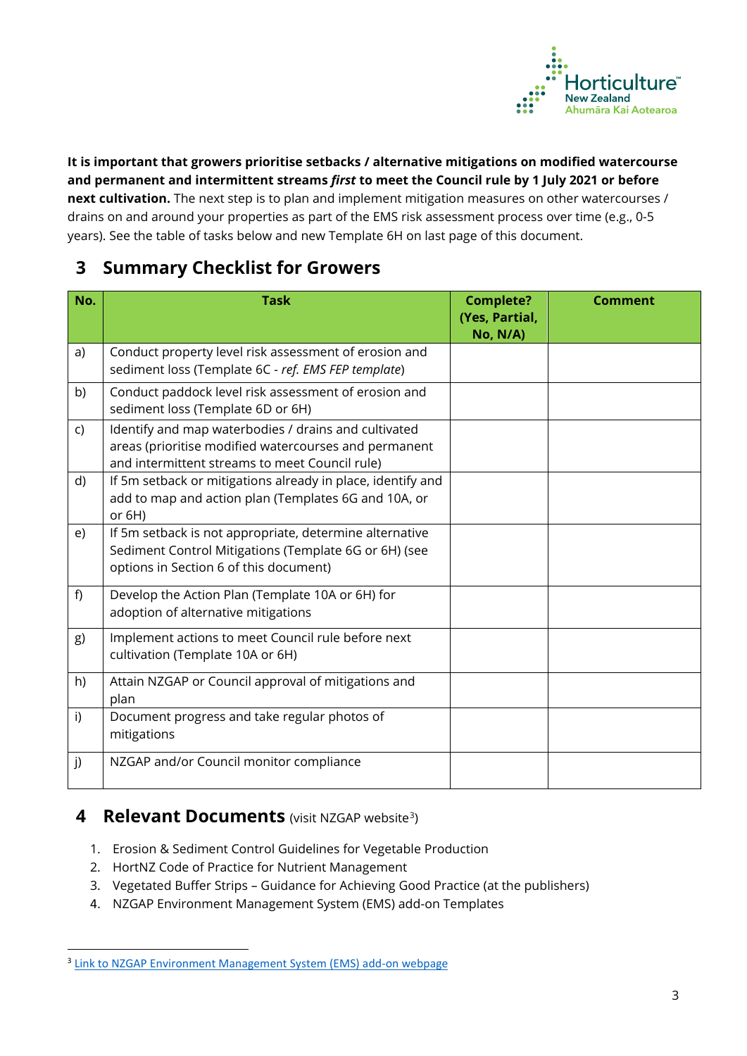**It is important that growers prioritise setbacks / alternative mitigations on modified watercourse and permanent and intermittent streams *first* to meet the Council rule by 1 July 2021 or before next cultivation.** The next step is to plan and implement mitigation measures on other watercourses / drains on and around your properties as part of the EMS risk assessment process over time (e.g., 0-5 years). See the table of tasks below and new Template 6H on last page of this document.

## 3 Summary Checklist for Growers

| No. | Task | Complete? (Yes, Partial, No, N/A) | Comment |
|---|---|---|---|
| a) | Conduct property level risk assessment of erosion and sediment loss (Template 6C - *ref. EMS FEP template*) | | |
| b) | Conduct paddock level risk assessment of erosion and sediment loss (Template 6D or 6H) | | |
| c) | Identify and map waterbodies / drains and cultivated areas (prioritise modified watercourses and permanent and intermittent streams to meet Council rule) | | |
| d) | If 5m setback or mitigations already in place, identify and add to map and action plan (Templates 6G and 10A, or or 6H) | | |
| e) | If 5m setback is not appropriate, determine alternative Sediment Control Mitigations (Template 6G or 6H) (see options in Section 6 of this document) | | |
| f) | Develop the Action Plan (Template 10A or 6H) for adoption of alternative mitigations | | |
| g) | Implement actions to meet Council rule before next cultivation (Template 10A or 6H) | | |
| h) | Attain NZGAP or Council approval of mitigations and plan | | |
| i) | Document progress and take regular photos of mitigations | | |
| j) | NZGAP and/or Council monitor compliance | | |

## 4 Relevant Documents (visit NZGAP website[3])

1. Erosion & Sediment Control Guidelines for Vegetable Production
2. HortNZ Code of Practice for Nutrient Management
3. Vegetated Buffer Strips – Guidance for Achieving Good Practice (at the publishers)
4. NZGAP Environment Management System (EMS) add-on Templates

[3] Link to NZGAP Environment Management System (EMS) add-on webpage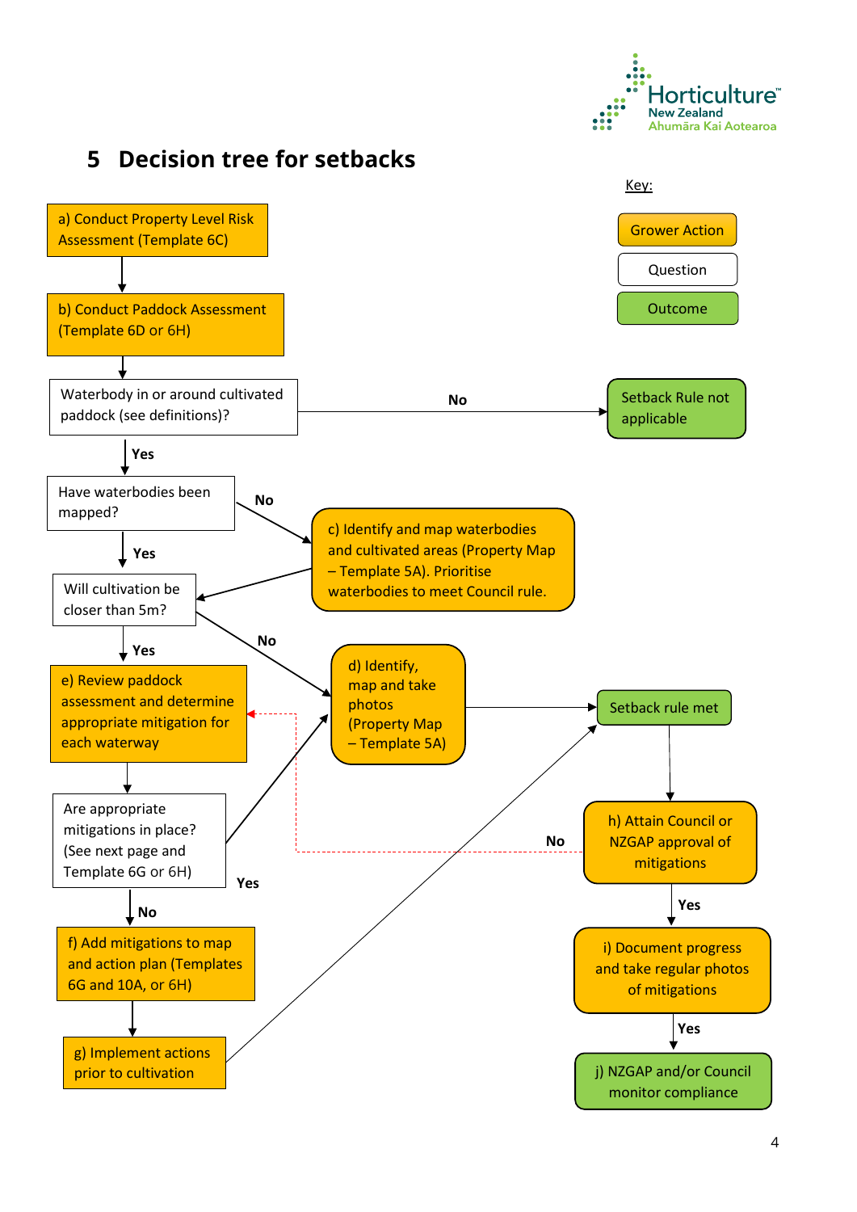# 5 Decision tree for setbacks

Key:

- Grower Action
- Question
- Outcome

a) Conduct Property Level Risk Assessment (Template 6C)

b) Conduct Paddock Assessment (Template 6D or 6H)

Waterbody in or around cultivated paddock (see definitions)?

- **No** → Setback Rule not applicable
- **Yes** → Have waterbodies been mapped?

Have waterbodies been mapped?

- **No** → c) Identify and map waterbodies and cultivated areas (Property Map – Template 5A). Prioritise waterbodies to meet Council rule. → Will cultivation be closer than 5m?
- **Yes** → Will cultivation be closer than 5m?

Will cultivation be closer than 5m?

- **No** → d) Identify, map and take photos (Property Map – Template 5A) → Setback rule met
- **Yes** → e) Review paddock assessment and determine appropriate mitigation for each waterway

Are appropriate mitigations in place? (See next page and Template 6G or 6H)

- **Yes** → d) Identify, map and take photos (Property Map – Template 5A)
- **No** → f) Add mitigations to map and action plan (Templates 6G and 10A, or 6H) → g) Implement actions prior to cultivation → Setback rule met

Setback rule met → h) Attain Council or NZGAP approval of mitigations

h) Attain Council or NZGAP approval of mitigations

- **No** → e) Review paddock assessment and determine appropriate mitigation for each waterway
- **Yes** → i) Document progress and take regular photos of mitigations

i) Document progress and take regular photos of mitigations

- **Yes** → j) NZGAP and/or Council monitor compliance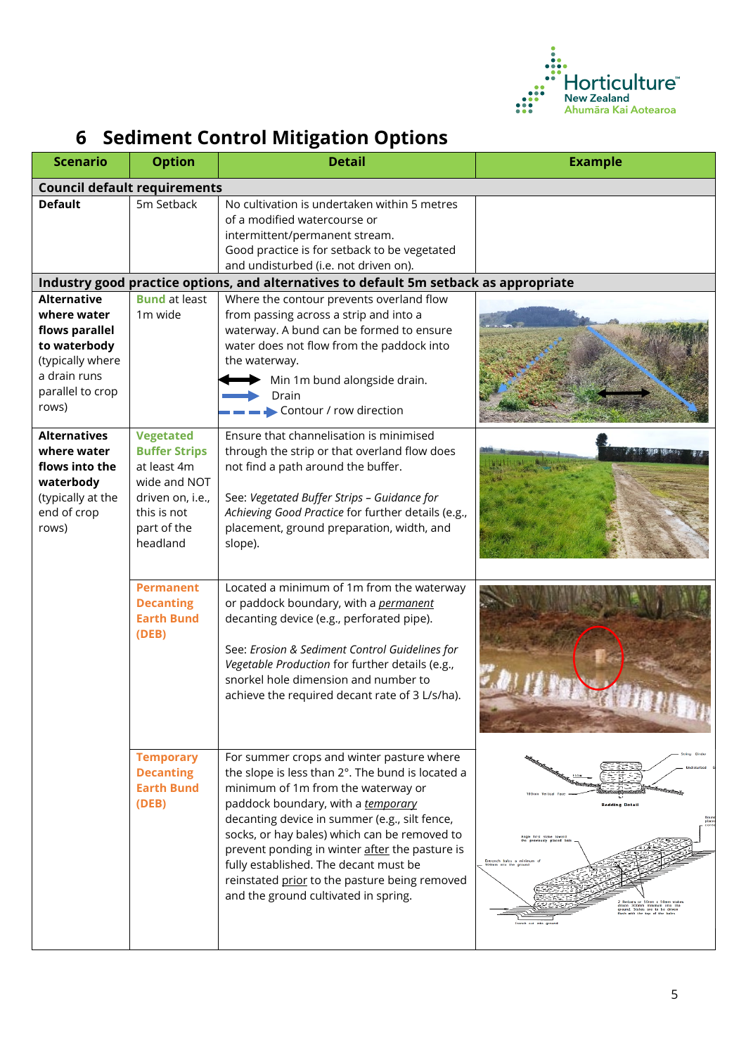# 6 Sediment Control Mitigation Options

| Scenario | Option | Detail | Example |
|---|---|---|---|
| **Council default requirements** | | | |
| **Default** | 5m Setback | No cultivation is undertaken within 5 metres of a modified watercourse or intermittent/permanent stream. Good practice is for setback to be vegetated and undisturbed (i.e. not driven on). | |
| **Industry good practice options, and alternatives to default 5m setback as appropriate** | | | |
| **Alternative where water flows parallel to waterbody** (typically where a drain runs parallel to crop rows) | **Bund** at least 1m wide | Where the contour prevents overland flow from passing across a strip and into a waterway. A bund can be formed to ensure water does not flow from the paddock into the waterway. Min 1m bund alongside drain. Drain. Contour / row direction | |
| **Alternatives where water flows into the waterbody** (typically at the end of crop rows) | **Vegetated Buffer Strips** at least 4m wide and NOT driven on, i.e., this is not part of the headland | Ensure that channelisation is minimised through the strip or that overland flow does not find a path around the buffer. See: *Vegetated Buffer Strips – Guidance for Achieving Good Practice* for further details (e.g., placement, ground preparation, width, and slope). | |
| | **Permanent Decanting Earth Bund (DEB)** | Located a minimum of 1m from the waterway or paddock boundary, with a *permanent* decanting device (e.g., perforated pipe). See: *Erosion & Sediment Control Guidelines for Vegetable Production* for further details (e.g., snorkel hole dimension and number to achieve the required decant rate of 3 L/s/ha). | |
| | **Temporary Decanting Earth Bund (DEB)** | For summer crops and winter pasture where the slope is less than 2°. The bund is located a minimum of 1m from the waterway or paddock boundary, with a *temporary* decanting device in summer (e.g., silt fence, socks, or hay bales) which can be removed to prevent ponding in winter *after* the pasture is fully established. The decant must be reinstated *prior* to the pasture being removed and the ground cultivated in spring. | |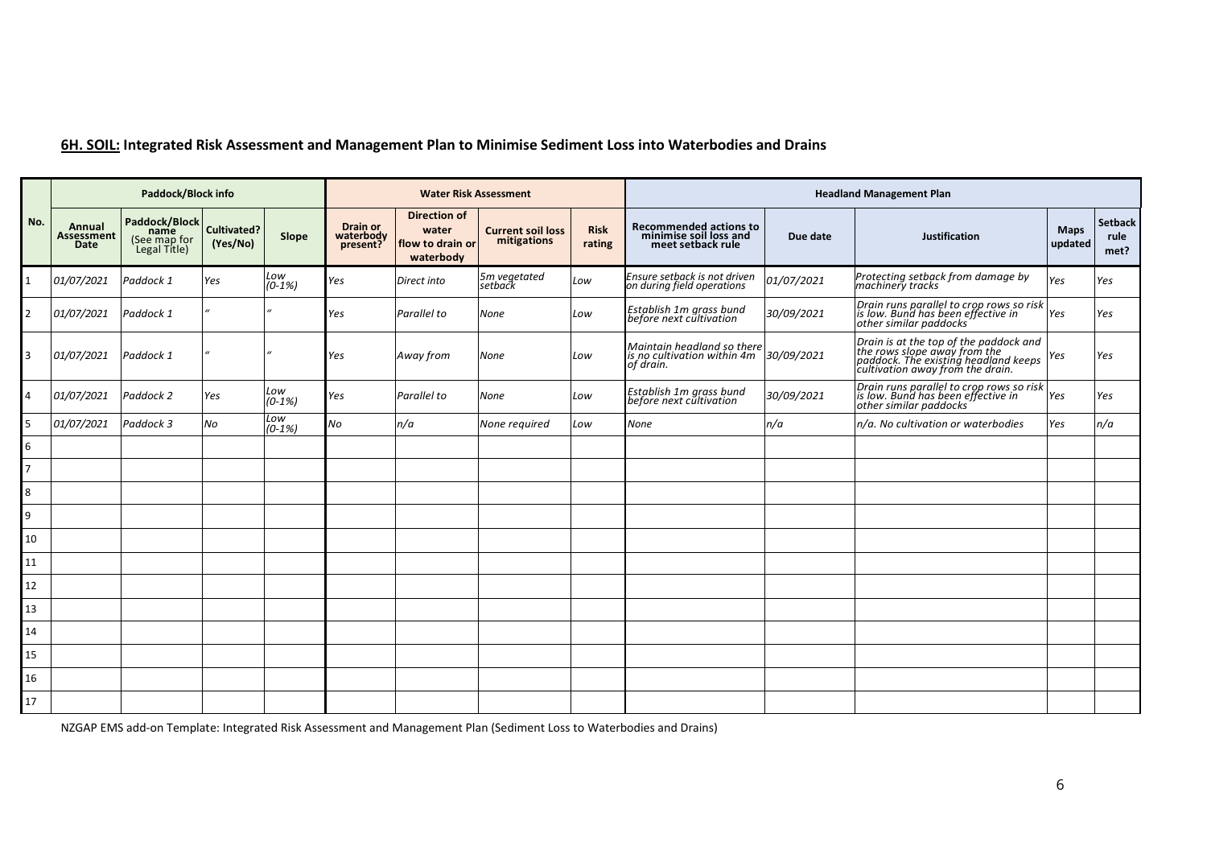## 6H. SOIL: Integrated Risk Assessment and Management Plan to Minimise Sediment Loss into Waterbodies and Drains

| No. | Paddock/Block info | | | | Water Risk Assessment | | | | Headland Management Plan | | | | |
|---|---|---|---|---|---|---|---|---|---|---|---|---|---|
| | Annual Assessment Date | Paddock/Block name (See map for Legal Title) | Cultivated? (Yes/No) | Slope | Drain or waterbody present? | Direction of water flow to drain or waterbody | Current soil loss mitigations | Risk rating | Recommended actions to minimise soil loss and meet setback rule | Due date | Justification | Maps updated | Setback rule met? |
| 1 | *01/07/2021* | *Paddock 1* | *Yes* | *Low (0-1%)* | *Yes* | *Direct into* | *5m vegetated setback* | *Low* | *Ensure setback is not driven on during field operations* | *01/07/2021* | *Protecting setback from damage by machinery tracks* | *Yes* | *Yes* |
| 2 | *01/07/2021* | *Paddock 1* | *"* | *"* | *Yes* | *Parallel to* | *None* | *Low* | *Establish 1m grass bund before next cultivation* | *30/09/2021* | *Drain runs parallel to crop rows so risk is low. Bund has been effective in other similar paddocks* | *Yes* | *Yes* |
| 3 | *01/07/2021* | *Paddock 1* | *"* | *"* | *Yes* | *Away from* | *None* | *Low* | *Maintain headland so there is no cultivation within 4m of drain.* | *30/09/2021* | *Drain is at the top of the paddock and the rows slope away from the paddock. The existing headland keeps cultivation away from the drain.* | *Yes* | *Yes* |
| 4 | *01/07/2021* | *Paddock 2* | *Yes* | *Low (0-1%)* | *Yes* | *Parallel to* | *None* | *Low* | *Establish 1m grass bund before next cultivation* | *30/09/2021* | *Drain runs parallel to crop rows so risk is low. Bund has been effective in other similar paddocks* | *Yes* | *Yes* |
| 5 | *01/07/2021* | *Paddock 3* | *No* | *Low (0-1%)* | *No* | *n/a* | *None required* | *Low* | *None* | *n/a* | *n/a. No cultivation or waterbodies* | *Yes* | *n/a* |
| 6 | | | | | | | | | | | | | |
| 7 | | | | | | | | | | | | | |
| 8 | | | | | | | | | | | | | |
| 9 | | | | | | | | | | | | | |
| 10 | | | | | | | | | | | | | |
| 11 | | | | | | | | | | | | | |
| 12 | | | | | | | | | | | | | |
| 13 | | | | | | | | | | | | | |
| 14 | | | | | | | | | | | | | |
| 15 | | | | | | | | | | | | | |
| 16 | | | | | | | | | | | | | |
| 17 | | | | | | | | | | | | | |

NZGAP EMS add-on Template: Integrated Risk Assessment and Management Plan (Sediment Loss to Waterbodies and Drains)